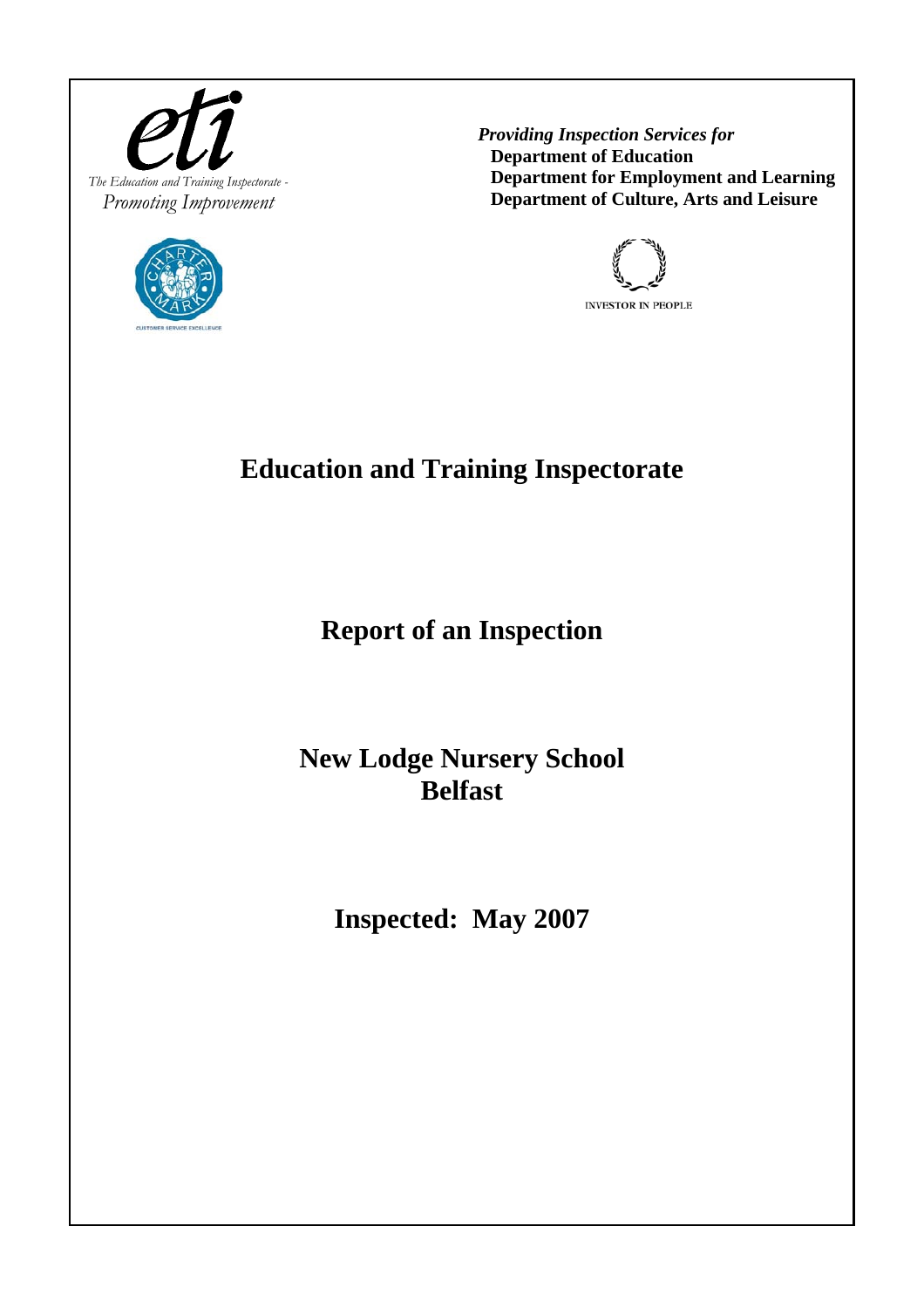The Education and Training Inspectorate - *Promoting Improvement*

***Providing Inspection Services for***
**Department of Education**
**Department for Employment and Learning**
**Department of Culture, Arts and Leisure**

# Education and Training Inspectorate

## Report of an Inspection

## New Lodge Nursery School
## Belfast

## Inspected: May 2007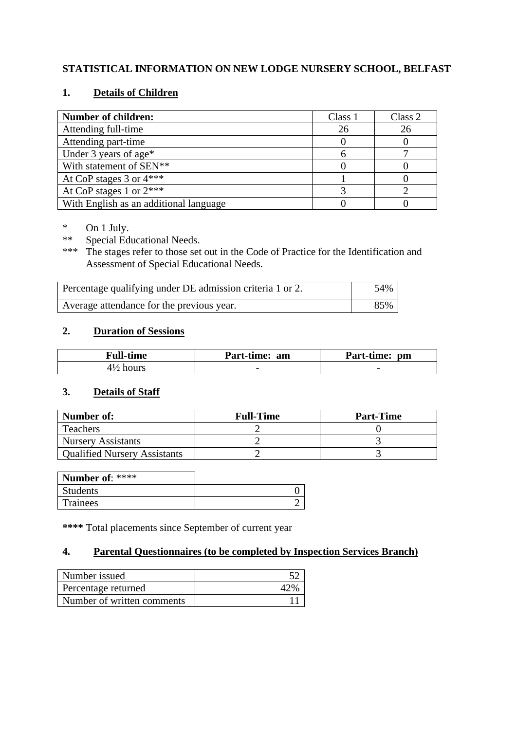# STATISTICAL INFORMATION ON NEW LODGE NURSERY SCHOOL, BELFAST

## 1. Details of Children

| Number of children: | Class 1 | Class 2 |
|---|---|---|
| Attending full-time | 26 | 26 |
| Attending part-time | 0 | 0 |
| Under 3 years of age* | 6 | 7 |
| With statement of SEN** | 0 | 0 |
| At CoP stages 3 or 4*** | 1 | 0 |
| At CoP stages 1 or 2*** | 3 | 2 |
| With English as an additional language | 0 | 0 |

\* On 1 July.
** Special Educational Needs.
*** The stages refer to those set out in the Code of Practice for the Identification and Assessment of Special Educational Needs.

| | |
|---|---|
| Percentage qualifying under DE admission criteria 1 or 2. | 54% |
| Average attendance for the previous year. | 85% |

## 2. Duration of Sessions

| Full-time | Part-time: am | Part-time: pm |
|---|---|---|
| 4½ hours | - | - |

## 3. Details of Staff

| Number of: | Full-Time | Part-Time |
|---|---|---|
| Teachers | 2 | 0 |
| Nursery Assistants | 2 | 3 |
| Qualified Nursery Assistants | 2 | 3 |

| **Number of**: **** | |
|---|---|
| Students | 0 |
| Trainees | 2 |

**\*\*\*\*** Total placements since September of current year

## 4. Parental Questionnaires (to be completed by Inspection Services Branch)

| | |
|---|---|
| Number issued | 52 |
| Percentage returned | 42% |
| Number of written comments | 11 |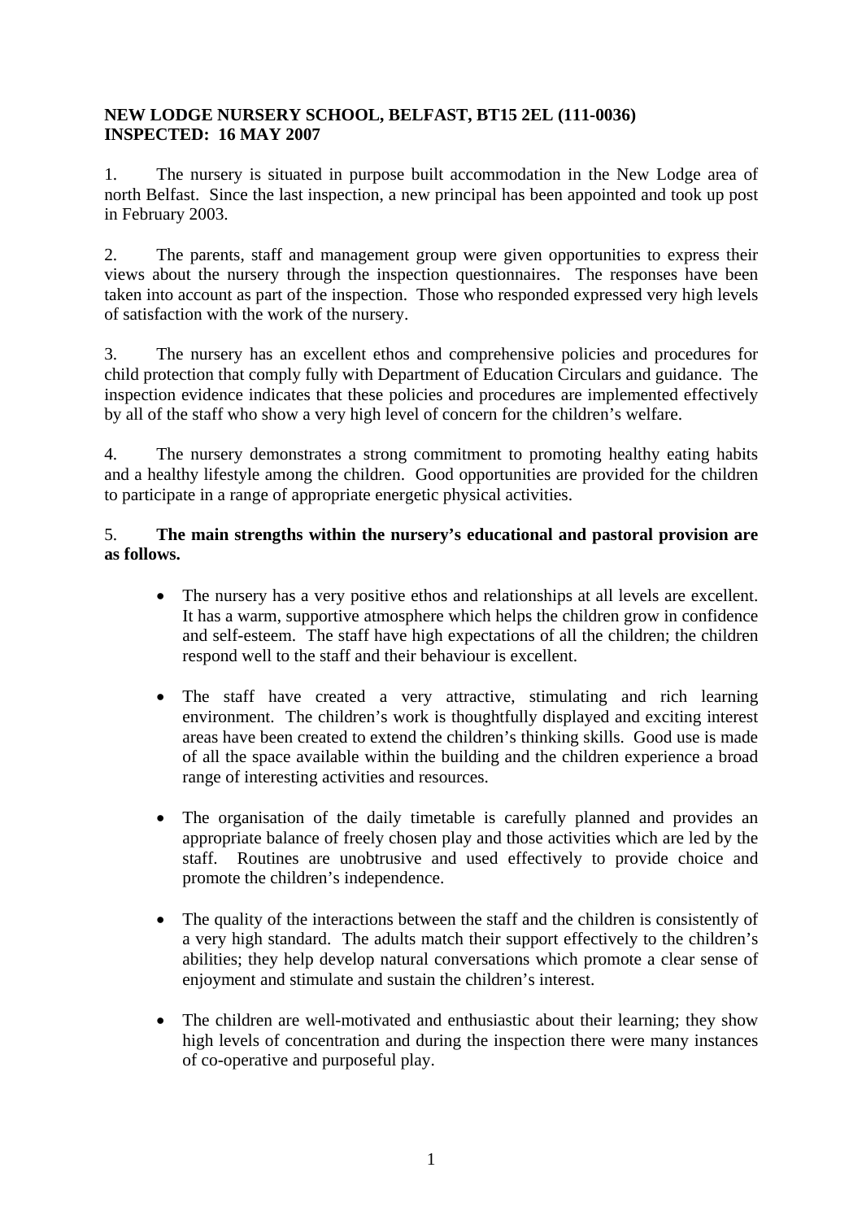**NEW LODGE NURSERY SCHOOL, BELFAST, BT15 2EL (111-0036)**
**INSPECTED: 16 MAY 2007**

1. The nursery is situated in purpose built accommodation in the New Lodge area of north Belfast. Since the last inspection, a new principal has been appointed and took up post in February 2003.

2. The parents, staff and management group were given opportunities to express their views about the nursery through the inspection questionnaires. The responses have been taken into account as part of the inspection. Those who responded expressed very high levels of satisfaction with the work of the nursery.

3. The nursery has an excellent ethos and comprehensive policies and procedures for child protection that comply fully with Department of Education Circulars and guidance. The inspection evidence indicates that these policies and procedures are implemented effectively by all of the staff who show a very high level of concern for the children's welfare.

4. The nursery demonstrates a strong commitment to promoting healthy eating habits and a healthy lifestyle among the children. Good opportunities are provided for the children to participate in a range of appropriate energetic physical activities.

5. **The main strengths within the nursery's educational and pastoral provision are as follows.**

- The nursery has a very positive ethos and relationships at all levels are excellent. It has a warm, supportive atmosphere which helps the children grow in confidence and self-esteem. The staff have high expectations of all the children; the children respond well to the staff and their behaviour is excellent.

- The staff have created a very attractive, stimulating and rich learning environment. The children's work is thoughtfully displayed and exciting interest areas have been created to extend the children's thinking skills. Good use is made of all the space available within the building and the children experience a broad range of interesting activities and resources.

- The organisation of the daily timetable is carefully planned and provides an appropriate balance of freely chosen play and those activities which are led by the staff. Routines are unobtrusive and used effectively to provide choice and promote the children's independence.

- The quality of the interactions between the staff and the children is consistently of a very high standard. The adults match their support effectively to the children's abilities; they help develop natural conversations which promote a clear sense of enjoyment and stimulate and sustain the children's interest.

- The children are well-motivated and enthusiastic about their learning; they show high levels of concentration and during the inspection there were many instances of co-operative and purposeful play.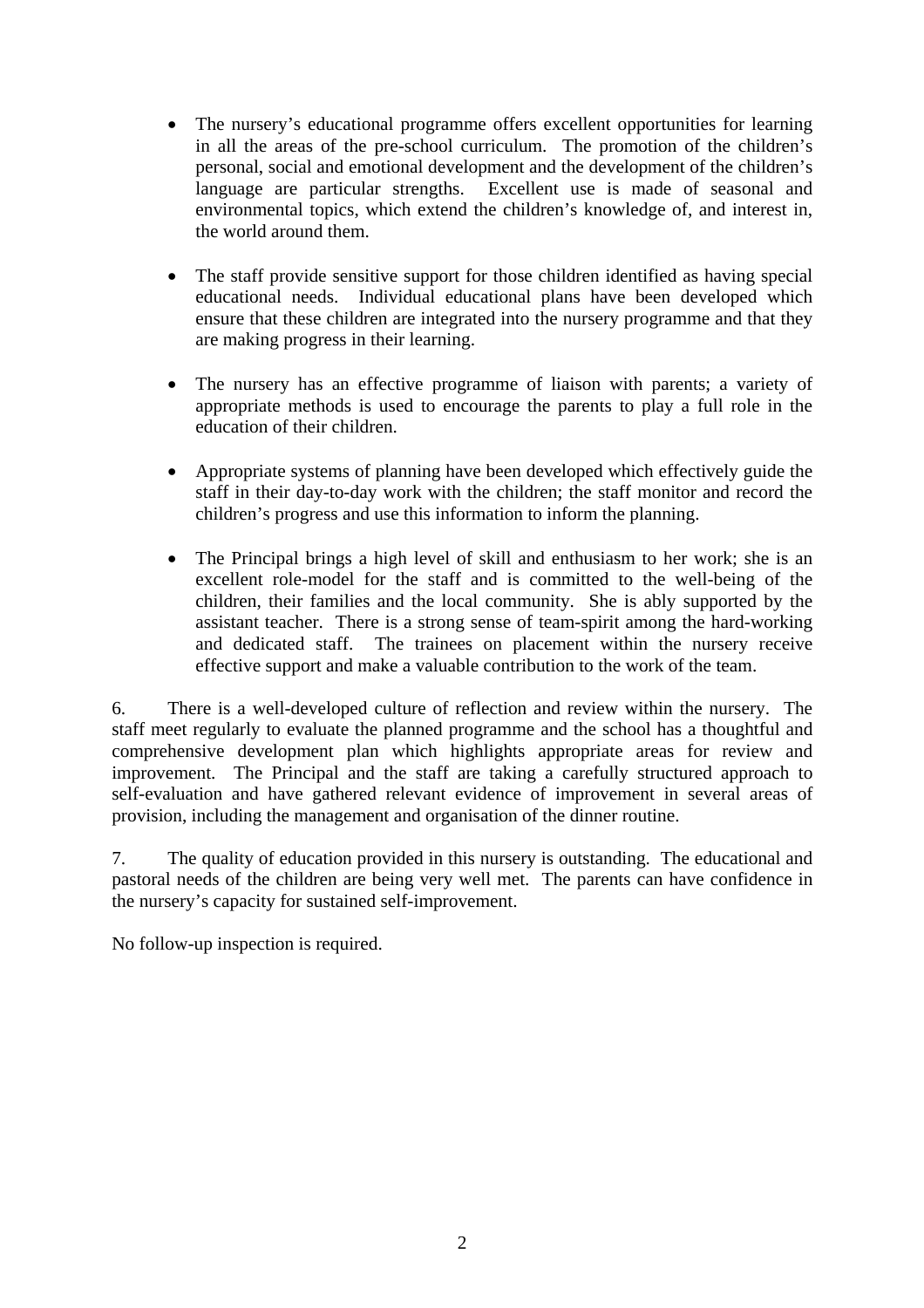- The nursery's educational programme offers excellent opportunities for learning in all the areas of the pre-school curriculum. The promotion of the children's personal, social and emotional development and the development of the children's language are particular strengths. Excellent use is made of seasonal and environmental topics, which extend the children's knowledge of, and interest in, the world around them.

- The staff provide sensitive support for those children identified as having special educational needs. Individual educational plans have been developed which ensure that these children are integrated into the nursery programme and that they are making progress in their learning.

- The nursery has an effective programme of liaison with parents; a variety of appropriate methods is used to encourage the parents to play a full role in the education of their children.

- Appropriate systems of planning have been developed which effectively guide the staff in their day-to-day work with the children; the staff monitor and record the children's progress and use this information to inform the planning.

- The Principal brings a high level of skill and enthusiasm to her work; she is an excellent role-model for the staff and is committed to the well-being of the children, their families and the local community. She is ably supported by the assistant teacher. There is a strong sense of team-spirit among the hard-working and dedicated staff. The trainees on placement within the nursery receive effective support and make a valuable contribution to the work of the team.

6. There is a well-developed culture of reflection and review within the nursery. The staff meet regularly to evaluate the planned programme and the school has a thoughtful and comprehensive development plan which highlights appropriate areas for review and improvement. The Principal and the staff are taking a carefully structured approach to self-evaluation and have gathered relevant evidence of improvement in several areas of provision, including the management and organisation of the dinner routine.

7. The quality of education provided in this nursery is outstanding. The educational and pastoral needs of the children are being very well met. The parents can have confidence in the nursery's capacity for sustained self-improvement.

No follow-up inspection is required.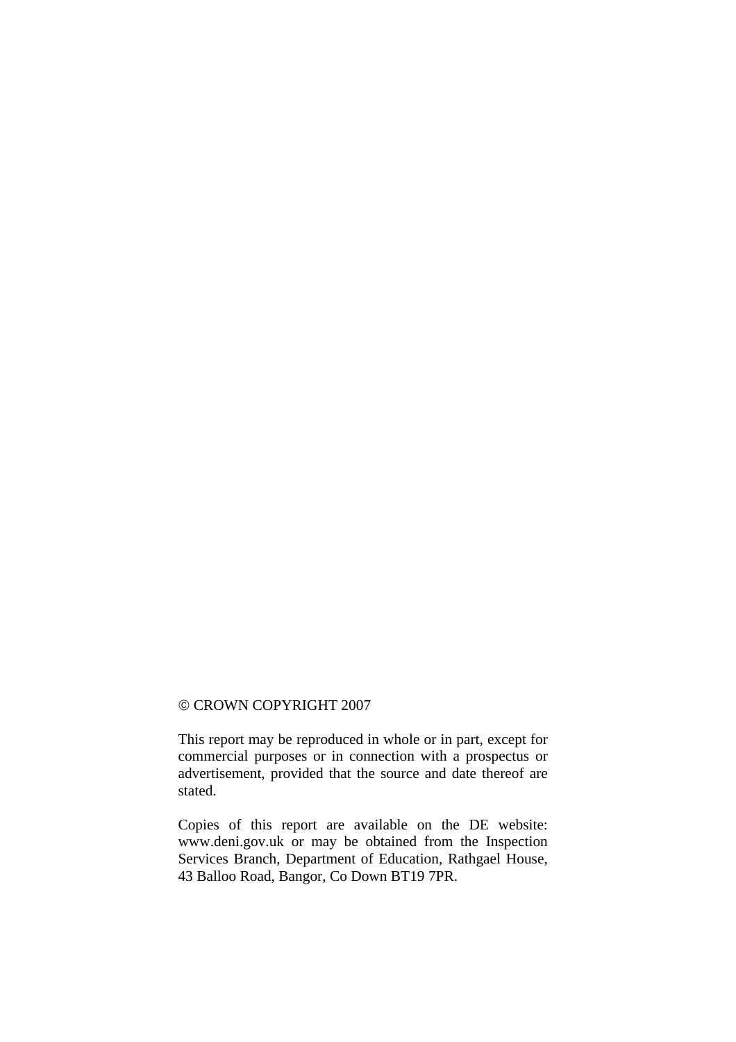© CROWN COPYRIGHT 2007

This report may be reproduced in whole or in part, except for commercial purposes or in connection with a prospectus or advertisement, provided that the source and date thereof are stated.

Copies of this report are available on the DE website: www.deni.gov.uk or may be obtained from the Inspection Services Branch, Department of Education, Rathgael House, 43 Balloo Road, Bangor, Co Down BT19 7PR.